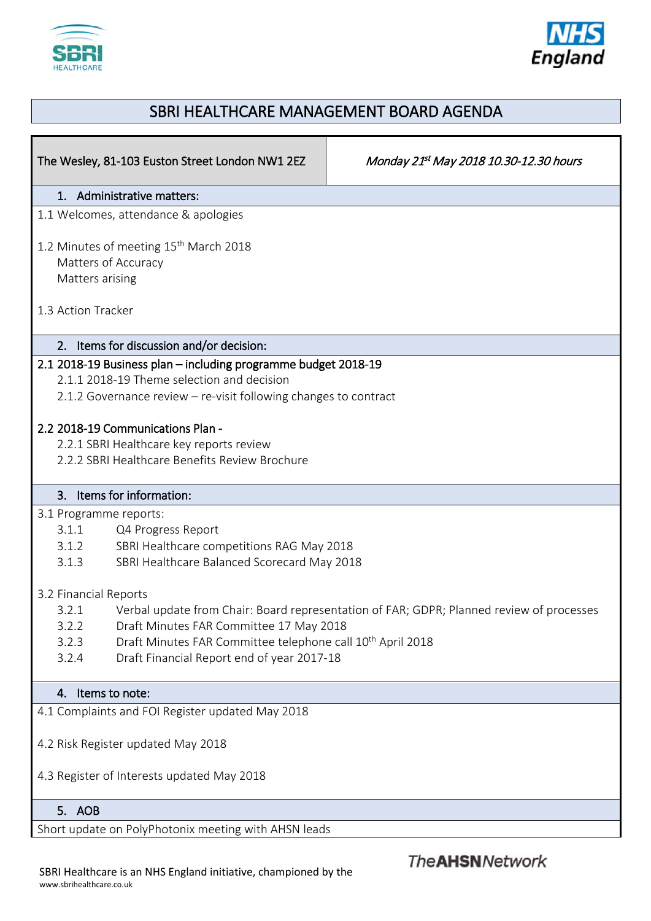# SBRI HEALTHCARE MANAGEMENT BOARD AGENDA

| The Wesley, 81-103 Euston Street London NW1 2EZ | *Monday 21st May 2018 10.30-12.30 hours* |
|---|---|

## 1. Administrative matters:

1.1 Welcomes, attendance & apologies

1.2 Minutes of meeting 15th March 2018
- Matters of Accuracy
- Matters arising

1.3 Action Tracker

## 2. Items for discussion and/or decision:

**2.1 2018-19 Business plan – including programme budget 2018-19**
- 2.1.1 2018-19 Theme selection and decision
- 2.1.2 Governance review – re-visit following changes to contract

**2.2 2018-19 Communications Plan -**
- 2.2.1 SBRI Healthcare key reports review
- 2.2.2 SBRI Healthcare Benefits Review Brochure

## 3. Items for information:

3.1 Programme reports:
- 3.1.1 Q4 Progress Report
- 3.1.2 SBRI Healthcare competitions RAG May 2018
- 3.1.3 SBRI Healthcare Balanced Scorecard May 2018

3.2 Financial Reports
- 3.2.1 Verbal update from Chair: Board representation of FAR; GDPR; Planned review of processes
- 3.2.2 Draft Minutes FAR Committee 17 May 2018
- 3.2.3 Draft Minutes FAR Committee telephone call 10th April 2018
- 3.2.4 Draft Financial Report end of year 2017-18

## 4. Items to note:

4.1 Complaints and FOI Register updated May 2018

4.2 Risk Register updated May 2018

4.3 Register of Interests updated May 2018

## 5. AOB

Short update on PolyPhotonix meeting with AHSN leads

SBRI Healthcare is an NHS England initiative, championed by the The AHSN Network
www.sbrihealthcare.co.uk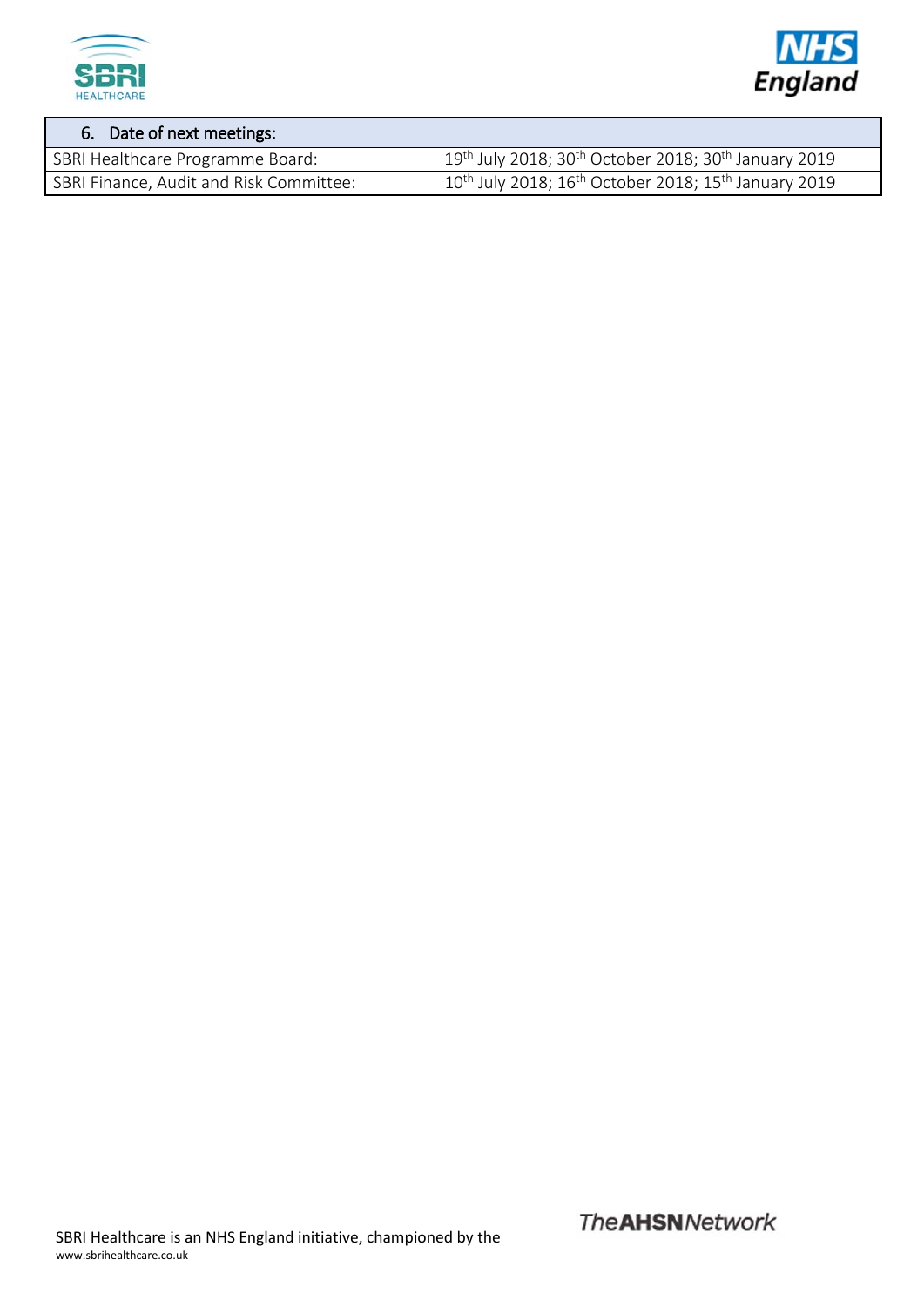| 6. Date of next meetings: | |
|---|---|
| SBRI Healthcare Programme Board: | 19th July 2018; 30th October 2018; 30th January 2019 |
| SBRI Finance, Audit and Risk Committee: | 10th July 2018; 16th October 2018; 15th January 2019 |